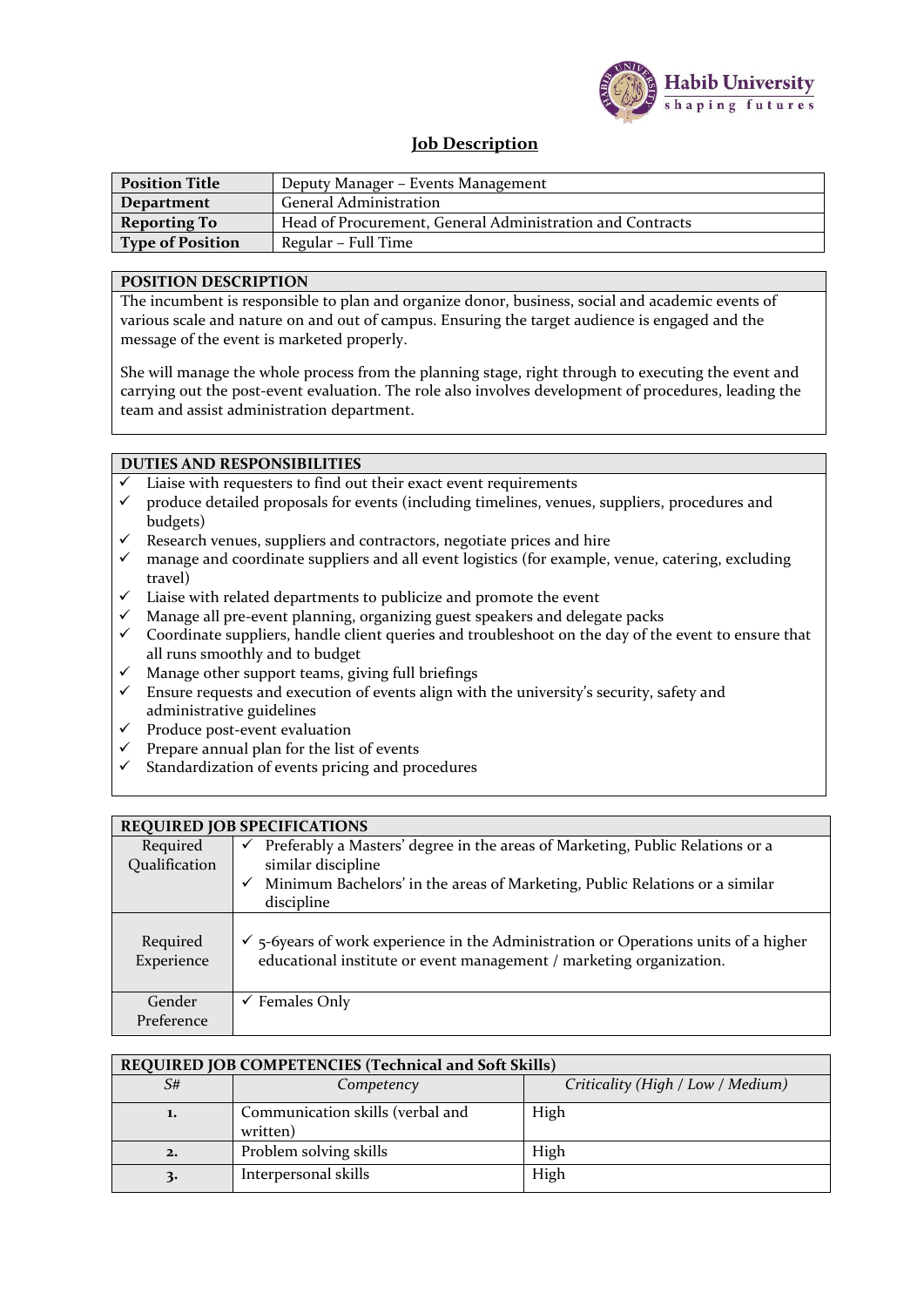Habib University
shaping futures

# Job Description

| Position Title | Deputy Manager – Events Management |
|---|---|
| Department | General Administration |
| Reporting To | Head of Procurement, General Administration and Contracts |
| Type of Position | Regular – Full Time |

## POSITION DESCRIPTION

The incumbent is responsible to plan and organize donor, business, social and academic events of various scale and nature on and out of campus. Ensuring the target audience is engaged and the message of the event is marketed properly.

She will manage the whole process from the planning stage, right through to executing the event and carrying out the post-event evaluation. The role also involves development of procedures, leading the team and assist administration department.

## DUTIES AND RESPONSIBILITIES

- ✓ Liaise with requesters to find out their exact event requirements
- ✓ produce detailed proposals for events (including timelines, venues, suppliers, procedures and budgets)
- ✓ Research venues, suppliers and contractors, negotiate prices and hire
- ✓ manage and coordinate suppliers and all event logistics (for example, venue, catering, excluding travel)
- ✓ Liaise with related departments to publicize and promote the event
- ✓ Manage all pre-event planning, organizing guest speakers and delegate packs
- ✓ Coordinate suppliers, handle client queries and troubleshoot on the day of the event to ensure that all runs smoothly and to budget
- ✓ Manage other support teams, giving full briefings
- ✓ Ensure requests and execution of events align with the university's security, safety and administrative guidelines
- ✓ Produce post-event evaluation
- ✓ Prepare annual plan for the list of events
- ✓ Standardization of events pricing and procedures

## REQUIRED JOB SPECIFICATIONS

| | |
|---|---|
| Required Qualification | ✓ Preferably a Masters' degree in the areas of Marketing, Public Relations or a similar discipline<br>✓ Minimum Bachelors' in the areas of Marketing, Public Relations or a similar discipline |
| Required Experience | ✓ 5-6years of work experience in the Administration or Operations units of a higher educational institute or event management / marketing organization. |
| Gender Preference | ✓ Females Only |

## REQUIRED JOB COMPETENCIES (Technical and Soft Skills)

| *S#* | *Competency* | *Criticality (High / Low / Medium)* |
|---|---|---|
| **1.** | Communication skills (verbal and written) | High |
| **2.** | Problem solving skills | High |
| **3.** | Interpersonal skills | High |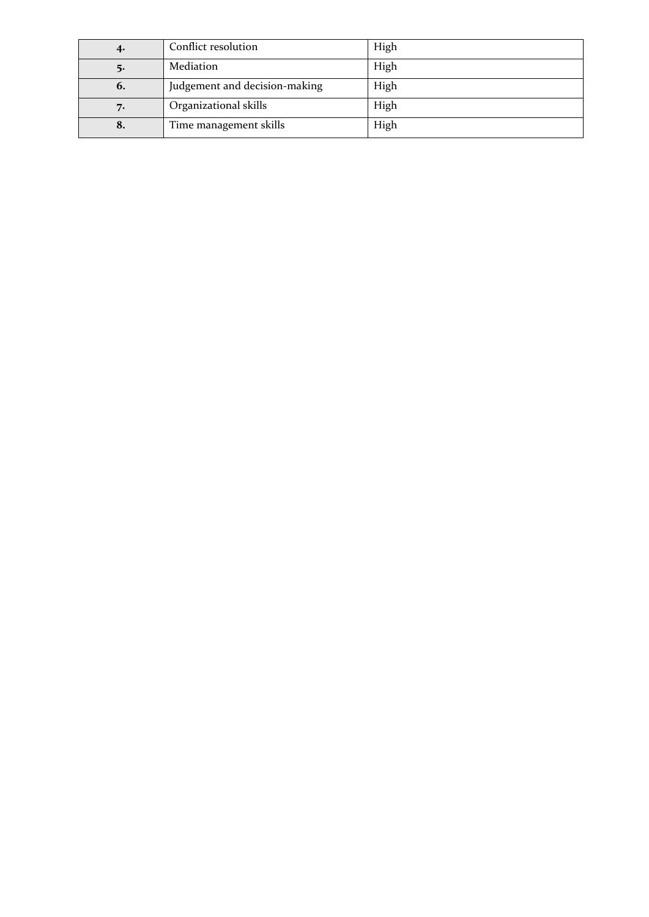| | | |
|---|---|---|
| 4. | Conflict resolution | High |
| 5. | Mediation | High |
| 6. | Judgement and decision-making | High |
| 7. | Organizational skills | High |
| 8. | Time management skills | High |